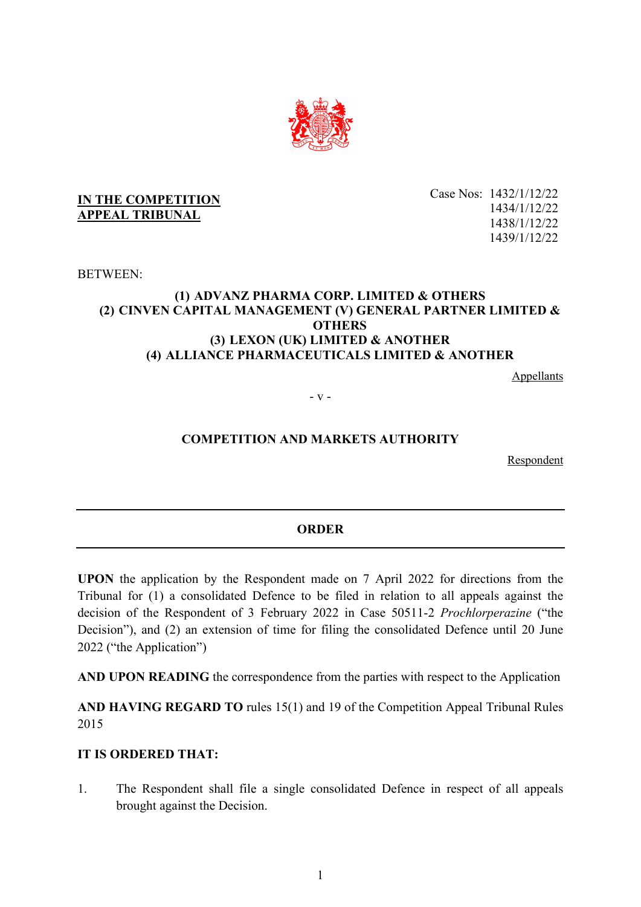**IN THE COMPETITION APPEAL TRIBUNAL**

Case Nos: 1432/1/12/22
1434/1/12/22
1438/1/12/22
1439/1/12/22

BETWEEN:

**(1) ADVANZ PHARMA CORP. LIMITED & OTHERS**
**(2) CINVEN CAPITAL MANAGEMENT (V) GENERAL PARTNER LIMITED & OTHERS**
**(3) LEXON (UK) LIMITED & ANOTHER**
**(4) ALLIANCE PHARMACEUTICALS LIMITED & ANOTHER**

Appellants

\- v -

**COMPETITION AND MARKETS AUTHORITY**

Respondent

---

**ORDER**

---

**UPON** the application by the Respondent made on 7 April 2022 for directions from the Tribunal for (1) a consolidated Defence to be filed in relation to all appeals against the decision of the Respondent of 3 February 2022 in Case 50511-2 *Prochlorperazine* ("the Decision"), and (2) an extension of time for filing the consolidated Defence until 20 June 2022 ("the Application")

**AND UPON READING** the correspondence from the parties with respect to the Application

**AND HAVING REGARD TO** rules 15(1) and 19 of the Competition Appeal Tribunal Rules 2015

**IT IS ORDERED THAT:**

1. The Respondent shall file a single consolidated Defence in respect of all appeals brought against the Decision.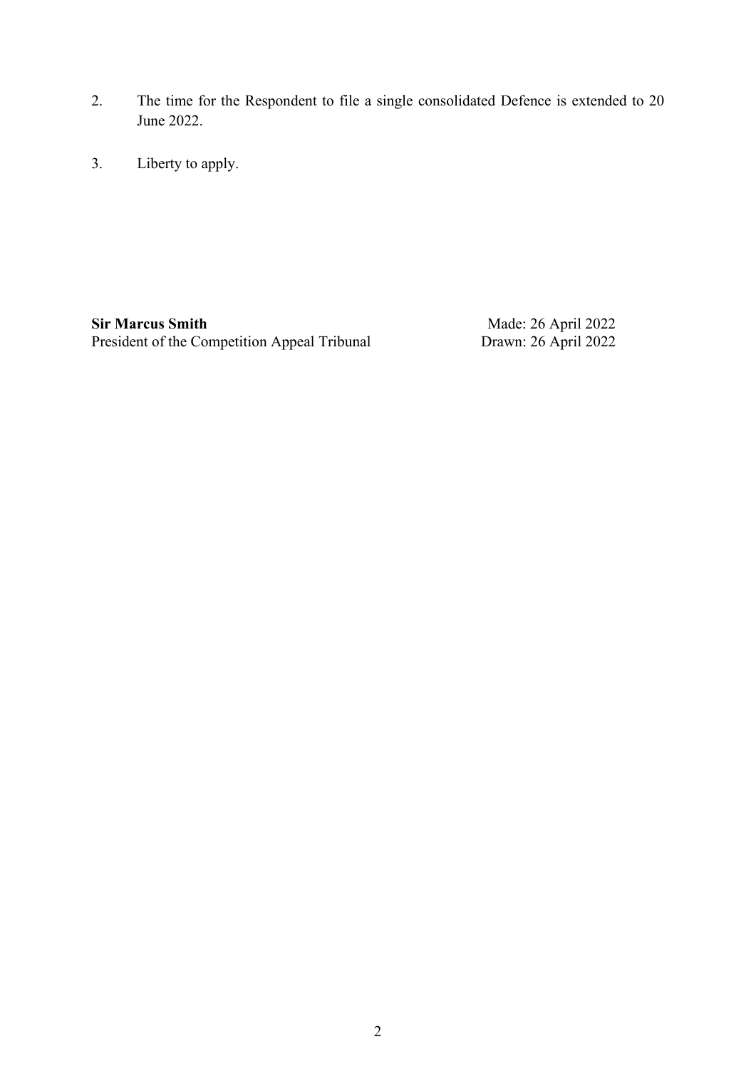2. The time for the Respondent to file a single consolidated Defence is extended to 20 June 2022.

3. Liberty to apply.

**Sir Marcus Smith**
President of the Competition Appeal Tribunal

Made: 26 April 2022
Drawn: 26 April 2022